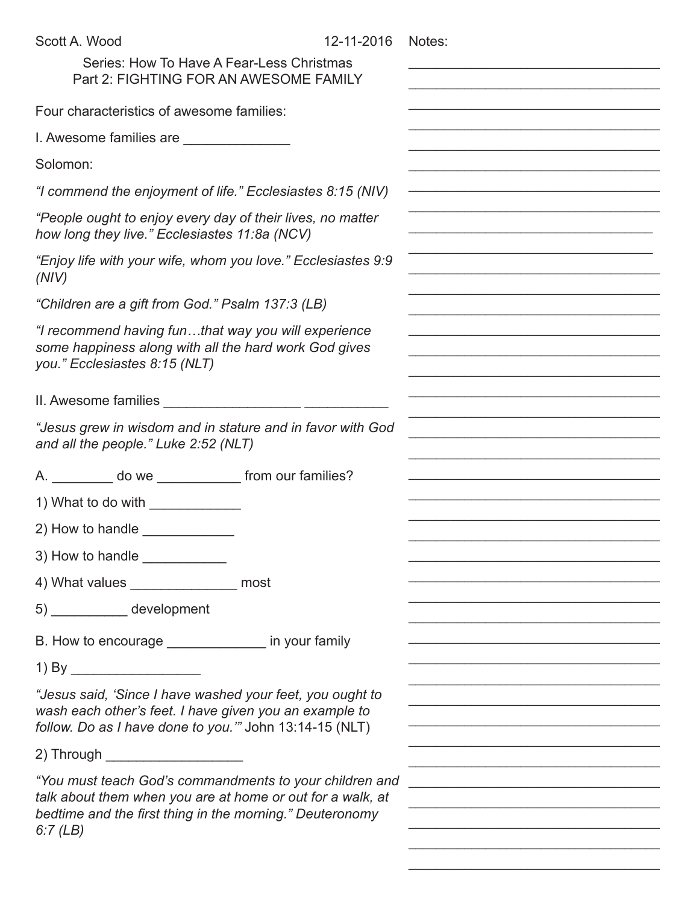Scott A. Wood 12-11-2016

Series: How To Have A Fear-Less Christmas
Part 2: FIGHTING FOR AN AWESOME FAMILY

Notes:

Four characteristics of awesome families:

I. Awesome families are ______________

Solomon:

*"I commend the enjoyment of life." Ecclesiastes 8:15 (NIV)*

*"People ought to enjoy every day of their lives, no matter how long they live." Ecclesiastes 11:8a (NCV)*

*"Enjoy life with your wife, whom you love." Ecclesiastes 9:9 (NIV)*

*"Children are a gift from God." Psalm 137:3 (LB)*

*"I recommend having fun…that way you will experience some happiness along with all the hard work God gives you." Ecclesiastes 8:15 (NLT)*

II. Awesome families __________________ ___________

*"Jesus grew in wisdom and in stature and in favor with God and all the people." Luke 2:52 (NLT)*

A. ________ do we ___________ from our families?

1) What to do with ____________

2) How to handle ____________

3) How to handle ___________

4) What values ______________ most

5) __________ development

B. How to encourage _____________ in your family

1) By _________________

*"Jesus said, 'Since I have washed your feet, you ought to wash each other's feet. I have given you an example to follow. Do as I have done to you.'"* John 13:14-15 (NLT)

2) Through __________________

*"You must teach God's commandments to your children and talk about them when you are at home or out for a walk, at bedtime and the first thing in the morning." Deuteronomy 6:7 (LB)*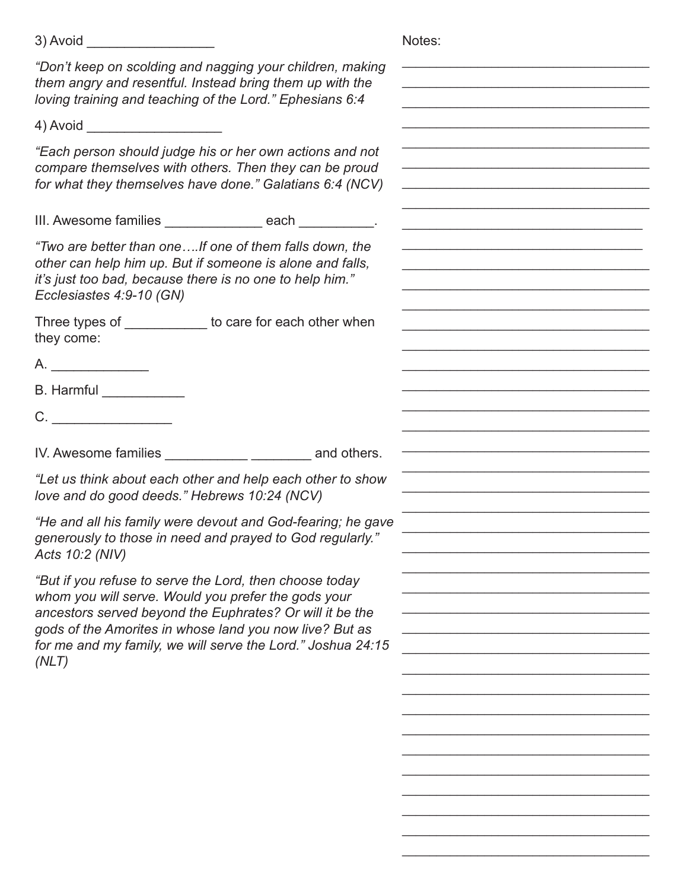3) Avoid _________________

*"Don't keep on scolding and nagging your children, making them angry and resentful. Instead bring them up with the loving training and teaching of the Lord." Ephesians 6:4*

4) Avoid __________________

*"Each person should judge his or her own actions and not compare themselves with others. Then they can be proud for what they themselves have done." Galatians 6:4 (NCV)*

III. Awesome families _____________ each __________.

*"Two are better than one….If one of them falls down, the other can help him up. But if someone is alone and falls, it's just too bad, because there is no one to help him." Ecclesiastes 4:9-10 (GN)*

Three types of ___________ to care for each other when they come:

A. _____________

B. Harmful ___________

C. ________________

IV. Awesome families ___________ ________ and others.

*"Let us think about each other and help each other to show love and do good deeds." Hebrews 10:24 (NCV)*

*"He and all his family were devout and God-fearing; he gave generously to those in need and prayed to God regularly." Acts 10:2 (NIV)*

*"But if you refuse to serve the Lord, then choose today whom you will serve. Would you prefer the gods your ancestors served beyond the Euphrates? Or will it be the gods of the Amorites in whose land you now live? But as for me and my family, we will serve the Lord." Joshua 24:15 (NLT)*

Notes: